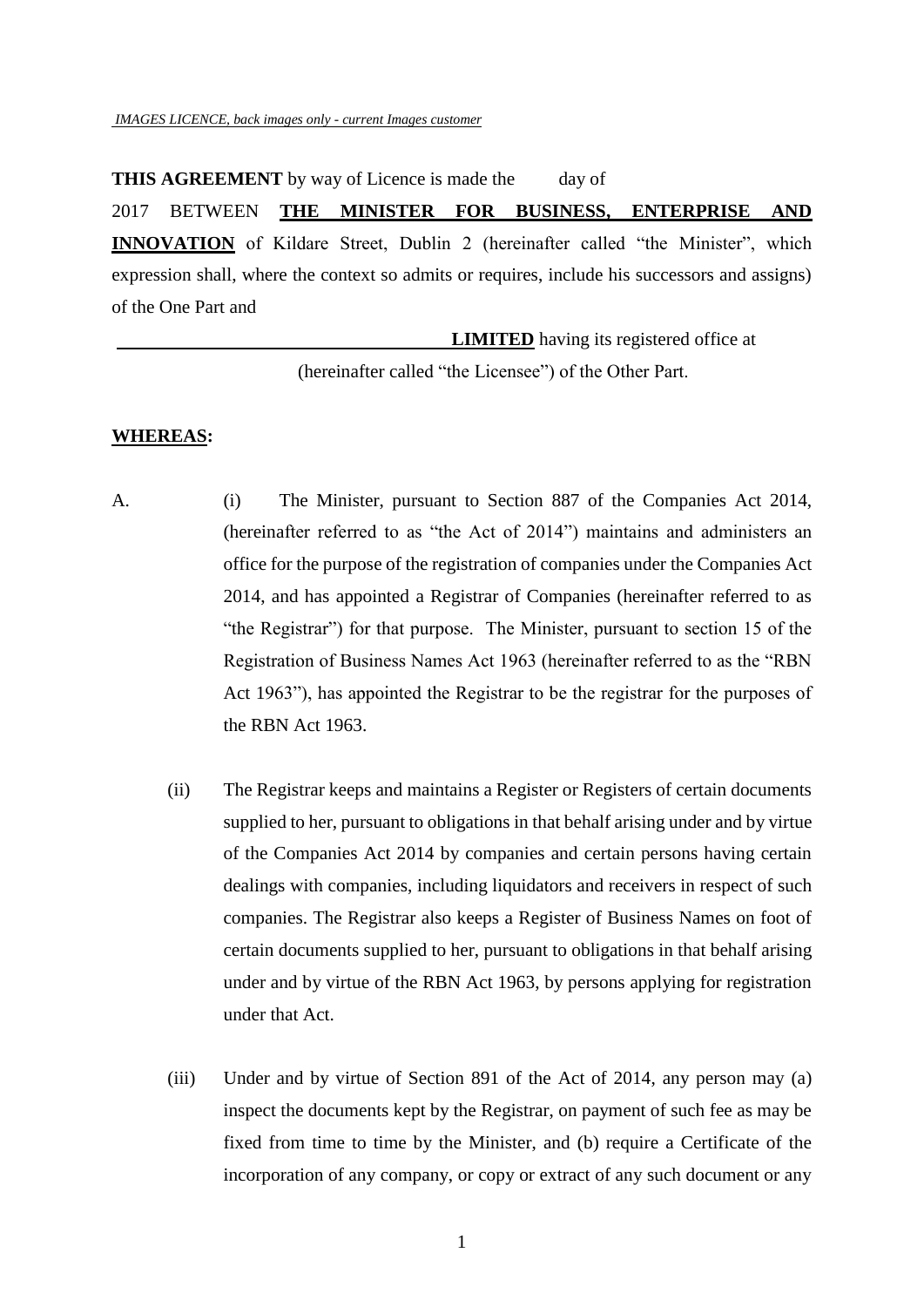*IMAGES LICENCE, back images only - current Images customer*

**THIS AGREEMENT** by way of Licence is made the day of 2017 BETWEEN **THE MINISTER FOR BUSINESS, ENTERPRISE AND INNOVATION** of Kildare Street, Dublin 2 (hereinafter called "the Minister", which expression shall, where the context so admits or requires, include his successors and assigns) of the One Part and

\_\_\_\_\_\_\_\_\_\_\_\_\_\_\_\_\_\_\_\_\_\_\_\_\_\_\_\_ **LIMITED** having its registered office at (hereinafter called "the Licensee") of the Other Part.

**WHEREAS:**

A. (i) The Minister, pursuant to Section 887 of the Companies Act 2014, (hereinafter referred to as "the Act of 2014") maintains and administers an office for the purpose of the registration of companies under the Companies Act 2014, and has appointed a Registrar of Companies (hereinafter referred to as "the Registrar") for that purpose. The Minister, pursuant to section 15 of the Registration of Business Names Act 1963 (hereinafter referred to as the "RBN Act 1963"), has appointed the Registrar to be the registrar for the purposes of the RBN Act 1963.

(ii) The Registrar keeps and maintains a Register or Registers of certain documents supplied to her, pursuant to obligations in that behalf arising under and by virtue of the Companies Act 2014 by companies and certain persons having certain dealings with companies, including liquidators and receivers in respect of such companies. The Registrar also keeps a Register of Business Names on foot of certain documents supplied to her, pursuant to obligations in that behalf arising under and by virtue of the RBN Act 1963, by persons applying for registration under that Act.

(iii) Under and by virtue of Section 891 of the Act of 2014, any person may (a) inspect the documents kept by the Registrar, on payment of such fee as may be fixed from time to time by the Minister, and (b) require a Certificate of the incorporation of any company, or copy or extract of any such document or any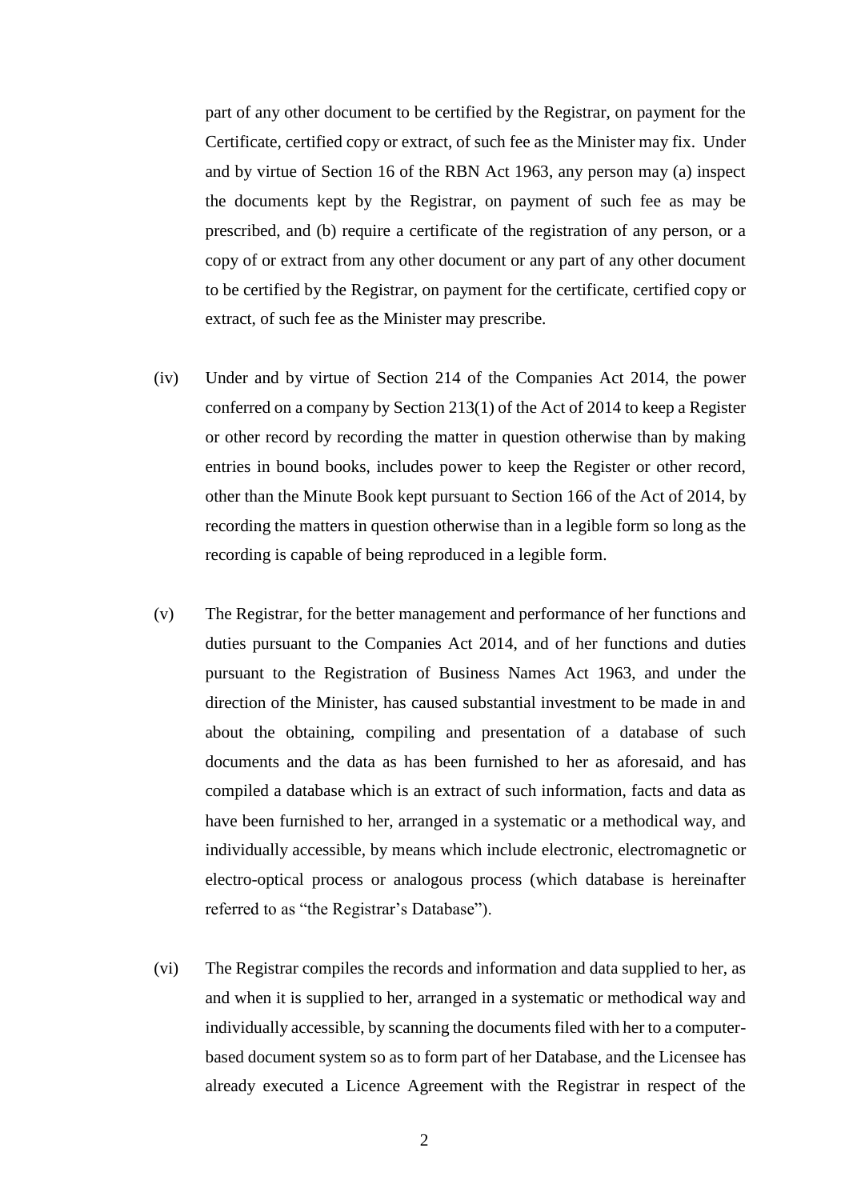part of any other document to be certified by the Registrar, on payment for the Certificate, certified copy or extract, of such fee as the Minister may fix. Under and by virtue of Section 16 of the RBN Act 1963, any person may (a) inspect the documents kept by the Registrar, on payment of such fee as may be prescribed, and (b) require a certificate of the registration of any person, or a copy of or extract from any other document or any part of any other document to be certified by the Registrar, on payment for the certificate, certified copy or extract, of such fee as the Minister may prescribe.

(iv) Under and by virtue of Section 214 of the Companies Act 2014, the power conferred on a company by Section 213(1) of the Act of 2014 to keep a Register or other record by recording the matter in question otherwise than by making entries in bound books, includes power to keep the Register or other record, other than the Minute Book kept pursuant to Section 166 of the Act of 2014, by recording the matters in question otherwise than in a legible form so long as the recording is capable of being reproduced in a legible form.

(v) The Registrar, for the better management and performance of her functions and duties pursuant to the Companies Act 2014, and of her functions and duties pursuant to the Registration of Business Names Act 1963, and under the direction of the Minister, has caused substantial investment to be made in and about the obtaining, compiling and presentation of a database of such documents and the data as has been furnished to her as aforesaid, and has compiled a database which is an extract of such information, facts and data as have been furnished to her, arranged in a systematic or a methodical way, and individually accessible, by means which include electronic, electromagnetic or electro-optical process or analogous process (which database is hereinafter referred to as "the Registrar's Database").

(vi) The Registrar compiles the records and information and data supplied to her, as and when it is supplied to her, arranged in a systematic or methodical way and individually accessible, by scanning the documents filed with her to a computer-based document system so as to form part of her Database, and the Licensee has already executed a Licence Agreement with the Registrar in respect of the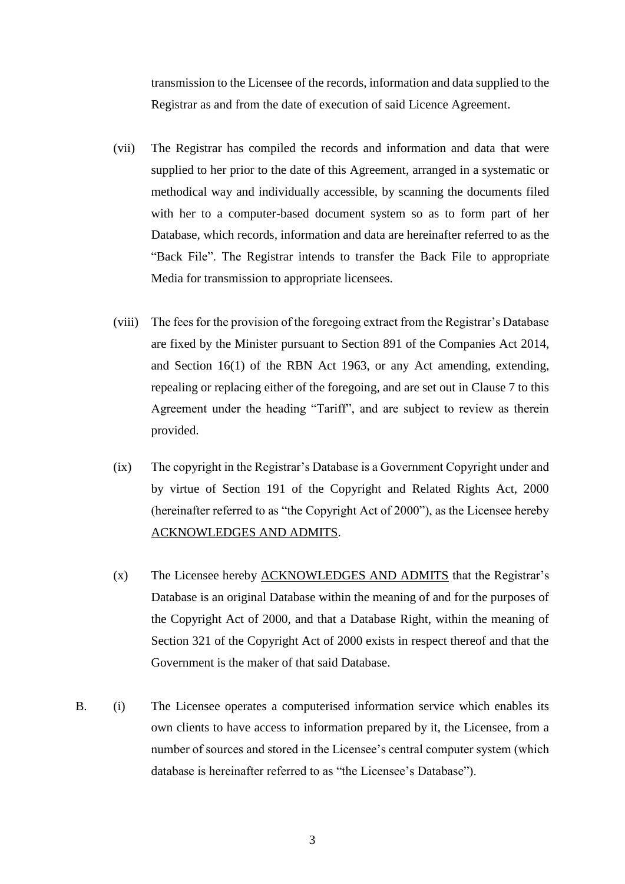transmission to the Licensee of the records, information and data supplied to the Registrar as and from the date of execution of said Licence Agreement.

(vii) The Registrar has compiled the records and information and data that were supplied to her prior to the date of this Agreement, arranged in a systematic or methodical way and individually accessible, by scanning the documents filed with her to a computer-based document system so as to form part of her Database, which records, information and data are hereinafter referred to as the "Back File". The Registrar intends to transfer the Back File to appropriate Media for transmission to appropriate licensees.

(viii) The fees for the provision of the foregoing extract from the Registrar's Database are fixed by the Minister pursuant to Section 891 of the Companies Act 2014, and Section 16(1) of the RBN Act 1963, or any Act amending, extending, repealing or replacing either of the foregoing, and are set out in Clause 7 to this Agreement under the heading "Tariff", and are subject to review as therein provided.

(ix) The copyright in the Registrar's Database is a Government Copyright under and by virtue of Section 191 of the Copyright and Related Rights Act, 2000 (hereinafter referred to as "the Copyright Act of 2000"), as the Licensee hereby <u>ACKNOWLEDGES AND ADMITS</u>.

(x) The Licensee hereby <u>ACKNOWLEDGES AND ADMITS</u> that the Registrar's Database is an original Database within the meaning of and for the purposes of the Copyright Act of 2000, and that a Database Right, within the meaning of Section 321 of the Copyright Act of 2000 exists in respect thereof and that the Government is the maker of that said Database.

B. (i) The Licensee operates a computerised information service which enables its own clients to have access to information prepared by it, the Licensee, from a number of sources and stored in the Licensee's central computer system (which database is hereinafter referred to as "the Licensee's Database").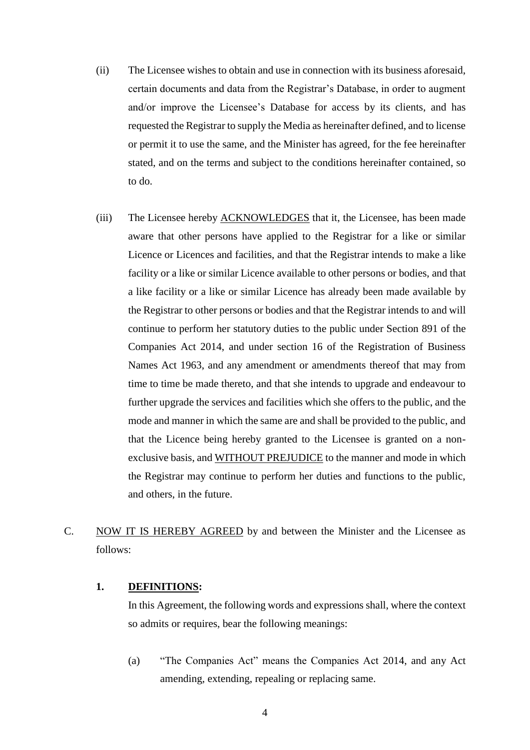(ii) The Licensee wishes to obtain and use in connection with its business aforesaid, certain documents and data from the Registrar's Database, in order to augment and/or improve the Licensee's Database for access by its clients, and has requested the Registrar to supply the Media as hereinafter defined, and to license or permit it to use the same, and the Minister has agreed, for the fee hereinafter stated, and on the terms and subject to the conditions hereinafter contained, so to do.

(iii) The Licensee hereby ACKNOWLEDGES that it, the Licensee, has been made aware that other persons have applied to the Registrar for a like or similar Licence or Licences and facilities, and that the Registrar intends to make a like facility or a like or similar Licence available to other persons or bodies, and that a like facility or a like or similar Licence has already been made available by the Registrar to other persons or bodies and that the Registrar intends to and will continue to perform her statutory duties to the public under Section 891 of the Companies Act 2014, and under section 16 of the Registration of Business Names Act 1963, and any amendment or amendments thereof that may from time to time be made thereto, and that she intends to upgrade and endeavour to further upgrade the services and facilities which she offers to the public, and the mode and manner in which the same are and shall be provided to the public, and that the Licence being hereby granted to the Licensee is granted on a non-exclusive basis, and WITHOUT PREJUDICE to the manner and mode in which the Registrar may continue to perform her duties and functions to the public, and others, in the future.

C. NOW IT IS HEREBY AGREED by and between the Minister and the Licensee as follows:

**1. DEFINITIONS:**

In this Agreement, the following words and expressions shall, where the context so admits or requires, bear the following meanings:

(a) "The Companies Act" means the Companies Act 2014, and any Act amending, extending, repealing or replacing same.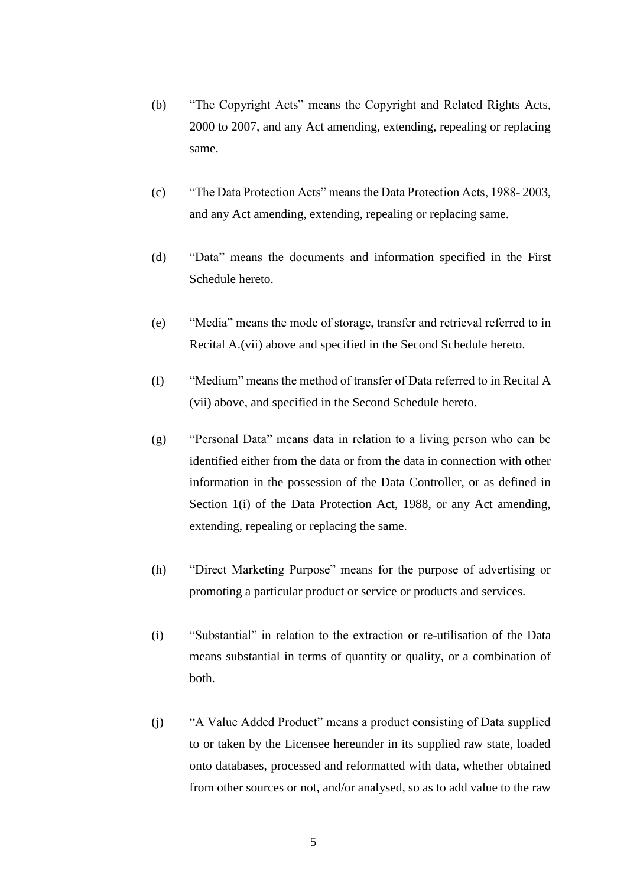(b) "The Copyright Acts" means the Copyright and Related Rights Acts, 2000 to 2007, and any Act amending, extending, repealing or replacing same.

(c) "The Data Protection Acts" means the Data Protection Acts, 1988- 2003, and any Act amending, extending, repealing or replacing same.

(d) "Data" means the documents and information specified in the First Schedule hereto.

(e) "Media" means the mode of storage, transfer and retrieval referred to in Recital A.(vii) above and specified in the Second Schedule hereto.

(f) "Medium" means the method of transfer of Data referred to in Recital A (vii) above, and specified in the Second Schedule hereto.

(g) "Personal Data" means data in relation to a living person who can be identified either from the data or from the data in connection with other information in the possession of the Data Controller, or as defined in Section 1(i) of the Data Protection Act, 1988, or any Act amending, extending, repealing or replacing the same.

(h) "Direct Marketing Purpose" means for the purpose of advertising or promoting a particular product or service or products and services.

(i) "Substantial" in relation to the extraction or re-utilisation of the Data means substantial in terms of quantity or quality, or a combination of both.

(j) "A Value Added Product" means a product consisting of Data supplied to or taken by the Licensee hereunder in its supplied raw state, loaded onto databases, processed and reformatted with data, whether obtained from other sources or not, and/or analysed, so as to add value to the raw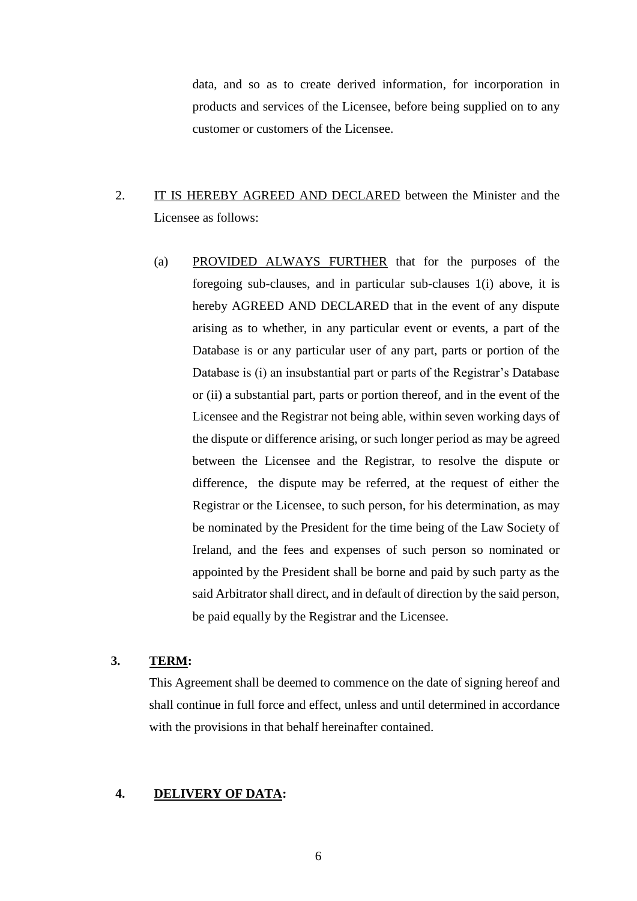data, and so as to create derived information, for incorporation in products and services of the Licensee, before being supplied on to any customer or customers of the Licensee.

2. IT IS HEREBY AGREED AND DECLARED between the Minister and the Licensee as follows:

   (a) PROVIDED ALWAYS FURTHER that for the purposes of the foregoing sub-clauses, and in particular sub-clauses 1(i) above, it is hereby AGREED AND DECLARED that in the event of any dispute arising as to whether, in any particular event or events, a part of the Database is or any particular user of any part, parts or portion of the Database is (i) an insubstantial part or parts of the Registrar's Database or (ii) a substantial part, parts or portion thereof, and in the event of the Licensee and the Registrar not being able, within seven working days of the dispute or difference arising, or such longer period as may be agreed between the Licensee and the Registrar, to resolve the dispute or difference, the dispute may be referred, at the request of either the Registrar or the Licensee, to such person, for his determination, as may be nominated by the President for the time being of the Law Society of Ireland, and the fees and expenses of such person so nominated or appointed by the President shall be borne and paid by such party as the said Arbitrator shall direct, and in default of direction by the said person, be paid equally by the Registrar and the Licensee.

**3. TERM:**

This Agreement shall be deemed to commence on the date of signing hereof and shall continue in full force and effect, unless and until determined in accordance with the provisions in that behalf hereinafter contained.

**4. DELIVERY OF DATA:**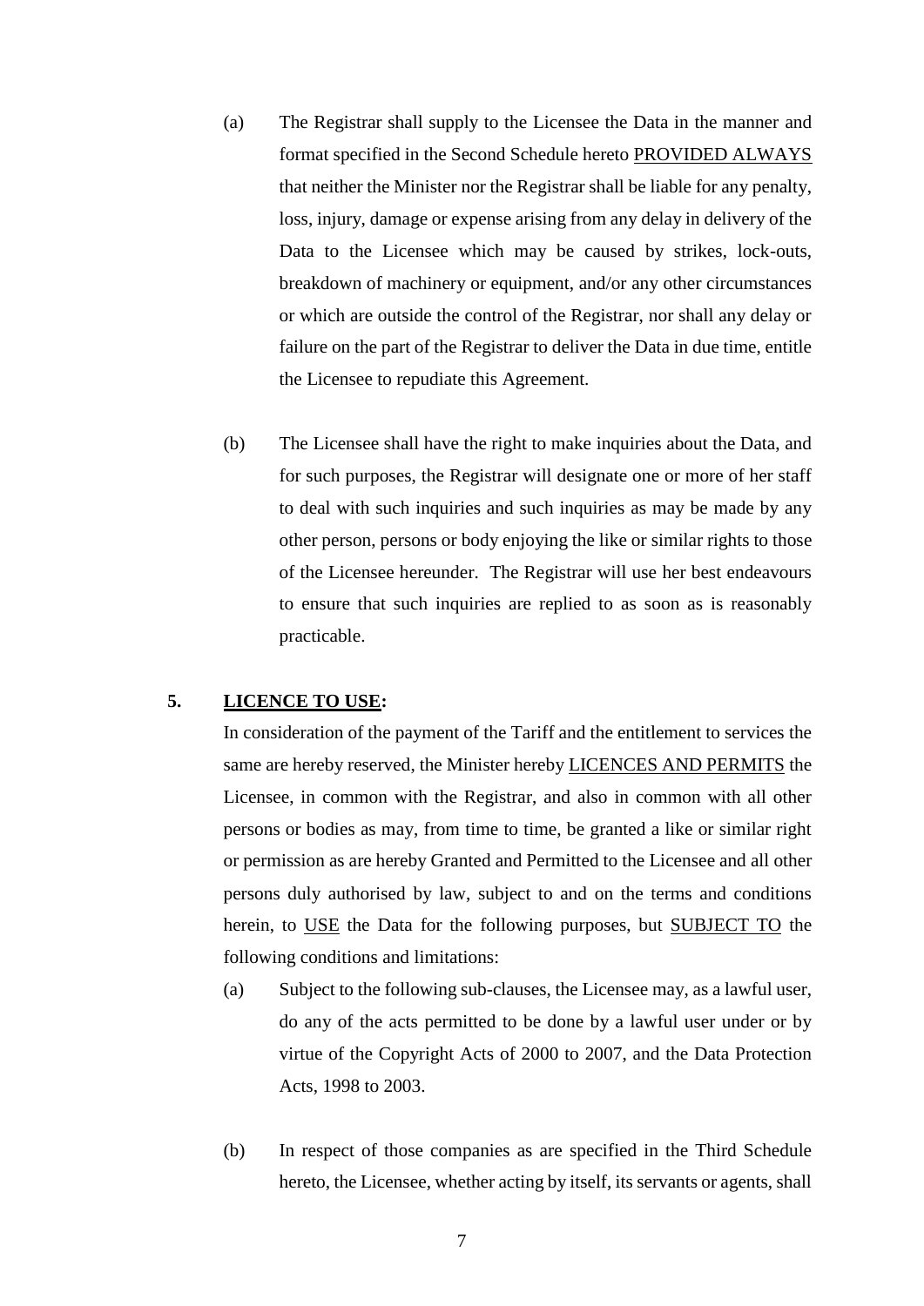(a) The Registrar shall supply to the Licensee the Data in the manner and format specified in the Second Schedule hereto PROVIDED ALWAYS that neither the Minister nor the Registrar shall be liable for any penalty, loss, injury, damage or expense arising from any delay in delivery of the Data to the Licensee which may be caused by strikes, lock-outs, breakdown of machinery or equipment, and/or any other circumstances or which are outside the control of the Registrar, nor shall any delay or failure on the part of the Registrar to deliver the Data in due time, entitle the Licensee to repudiate this Agreement.

(b) The Licensee shall have the right to make inquiries about the Data, and for such purposes, the Registrar will designate one or more of her staff to deal with such inquiries and such inquiries as may be made by any other person, persons or body enjoying the like or similar rights to those of the Licensee hereunder. The Registrar will use her best endeavours to ensure that such inquiries are replied to as soon as is reasonably practicable.

**5. LICENCE TO USE:**

In consideration of the payment of the Tariff and the entitlement to services the same are hereby reserved, the Minister hereby LICENCES AND PERMITS the Licensee, in common with the Registrar, and also in common with all other persons or bodies as may, from time to time, be granted a like or similar right or permission as are hereby Granted and Permitted to the Licensee and all other persons duly authorised by law, subject to and on the terms and conditions herein, to USE the Data for the following purposes, but SUBJECT TO the following conditions and limitations:

(a) Subject to the following sub-clauses, the Licensee may, as a lawful user, do any of the acts permitted to be done by a lawful user under or by virtue of the Copyright Acts of 2000 to 2007, and the Data Protection Acts, 1998 to 2003.

(b) In respect of those companies as are specified in the Third Schedule hereto, the Licensee, whether acting by itself, its servants or agents, shall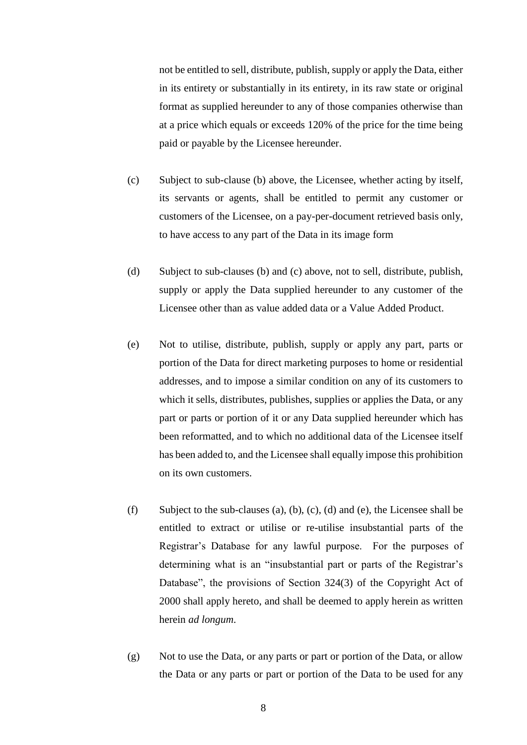not be entitled to sell, distribute, publish, supply or apply the Data, either in its entirety or substantially in its entirety, in its raw state or original format as supplied hereunder to any of those companies otherwise than at a price which equals or exceeds 120% of the price for the time being paid or payable by the Licensee hereunder.

(c) Subject to sub-clause (b) above, the Licensee, whether acting by itself, its servants or agents, shall be entitled to permit any customer or customers of the Licensee, on a pay-per-document retrieved basis only, to have access to any part of the Data in its image form

(d) Subject to sub-clauses (b) and (c) above, not to sell, distribute, publish, supply or apply the Data supplied hereunder to any customer of the Licensee other than as value added data or a Value Added Product.

(e) Not to utilise, distribute, publish, supply or apply any part, parts or portion of the Data for direct marketing purposes to home or residential addresses, and to impose a similar condition on any of its customers to which it sells, distributes, publishes, supplies or applies the Data, or any part or parts or portion of it or any Data supplied hereunder which has been reformatted, and to which no additional data of the Licensee itself has been added to, and the Licensee shall equally impose this prohibition on its own customers.

(f) Subject to the sub-clauses (a), (b), (c), (d) and (e), the Licensee shall be entitled to extract or utilise or re-utilise insubstantial parts of the Registrar's Database for any lawful purpose. For the purposes of determining what is an "insubstantial part or parts of the Registrar's Database", the provisions of Section 324(3) of the Copyright Act of 2000 shall apply hereto, and shall be deemed to apply herein as written herein *ad longum*.

(g) Not to use the Data, or any parts or part or portion of the Data, or allow the Data or any parts or part or portion of the Data to be used for any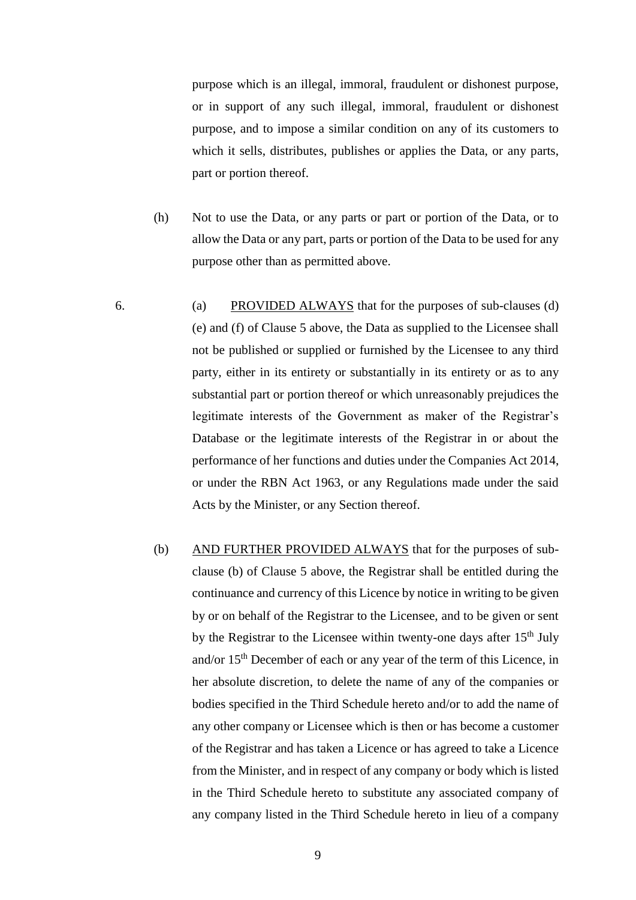purpose which is an illegal, immoral, fraudulent or dishonest purpose, or in support of any such illegal, immoral, fraudulent or dishonest purpose, and to impose a similar condition on any of its customers to which it sells, distributes, publishes or applies the Data, or any parts, part or portion thereof.

(h) Not to use the Data, or any parts or part or portion of the Data, or to allow the Data or any part, parts or portion of the Data to be used for any purpose other than as permitted above.

6. (a) <u>PROVIDED ALWAYS</u> that for the purposes of sub-clauses (d) (e) and (f) of Clause 5 above, the Data as supplied to the Licensee shall not be published or supplied or furnished by the Licensee to any third party, either in its entirety or substantially in its entirety or as to any substantial part or portion thereof or which unreasonably prejudices the legitimate interests of the Government as maker of the Registrar's Database or the legitimate interests of the Registrar in or about the performance of her functions and duties under the Companies Act 2014, or under the RBN Act 1963, or any Regulations made under the said Acts by the Minister, or any Section thereof.

(b) <u>AND FURTHER PROVIDED ALWAYS</u> that for the purposes of sub-clause (b) of Clause 5 above, the Registrar shall be entitled during the continuance and currency of this Licence by notice in writing to be given by or on behalf of the Registrar to the Licensee, and to be given or sent by the Registrar to the Licensee within twenty-one days after 15th July and/or 15th December of each or any year of the term of this Licence, in her absolute discretion, to delete the name of any of the companies or bodies specified in the Third Schedule hereto and/or to add the name of any other company or Licensee which is then or has become a customer of the Registrar and has taken a Licence or has agreed to take a Licence from the Minister, and in respect of any company or body which is listed in the Third Schedule hereto to substitute any associated company of any company listed in the Third Schedule hereto in lieu of a company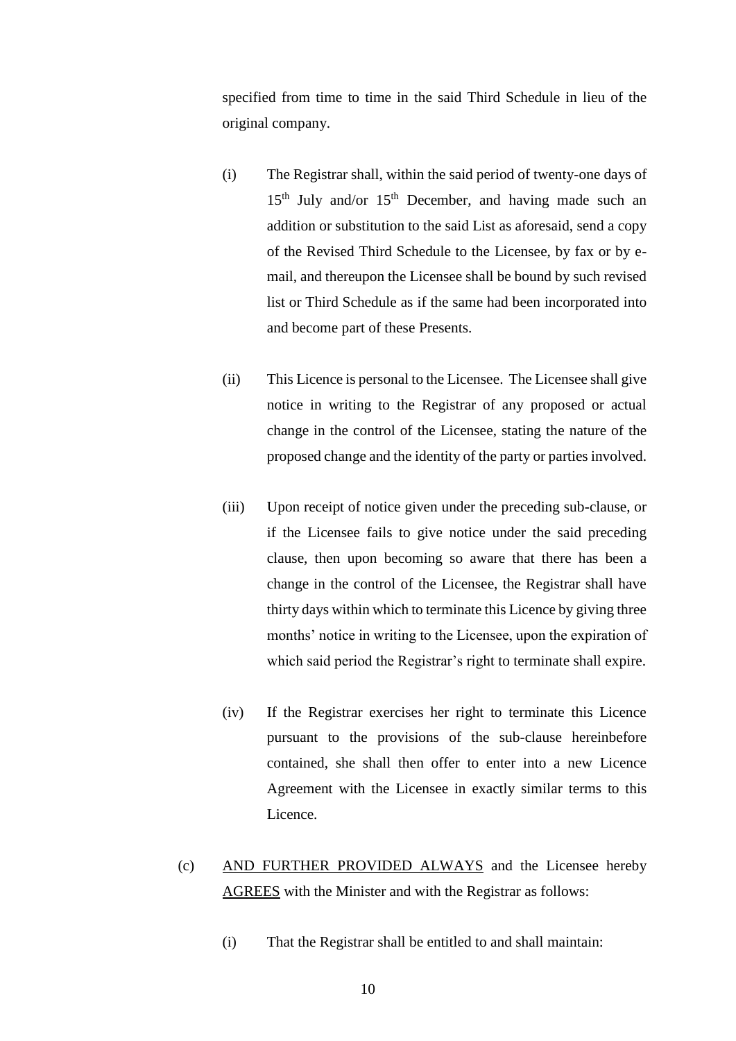specified from time to time in the said Third Schedule in lieu of the original company.

(i) The Registrar shall, within the said period of twenty-one days of 15th July and/or 15th December, and having made such an addition or substitution to the said List as aforesaid, send a copy of the Revised Third Schedule to the Licensee, by fax or by e-mail, and thereupon the Licensee shall be bound by such revised list or Third Schedule as if the same had been incorporated into and become part of these Presents.

(ii) This Licence is personal to the Licensee. The Licensee shall give notice in writing to the Registrar of any proposed or actual change in the control of the Licensee, stating the nature of the proposed change and the identity of the party or parties involved.

(iii) Upon receipt of notice given under the preceding sub-clause, or if the Licensee fails to give notice under the said preceding clause, then upon becoming so aware that there has been a change in the control of the Licensee, the Registrar shall have thirty days within which to terminate this Licence by giving three months' notice in writing to the Licensee, upon the expiration of which said period the Registrar's right to terminate shall expire.

(iv) If the Registrar exercises her right to terminate this Licence pursuant to the provisions of the sub-clause hereinbefore contained, she shall then offer to enter into a new Licence Agreement with the Licensee in exactly similar terms to this Licence.

(c) AND FURTHER PROVIDED ALWAYS and the Licensee hereby AGREES with the Minister and with the Registrar as follows:

(i) That the Registrar shall be entitled to and shall maintain: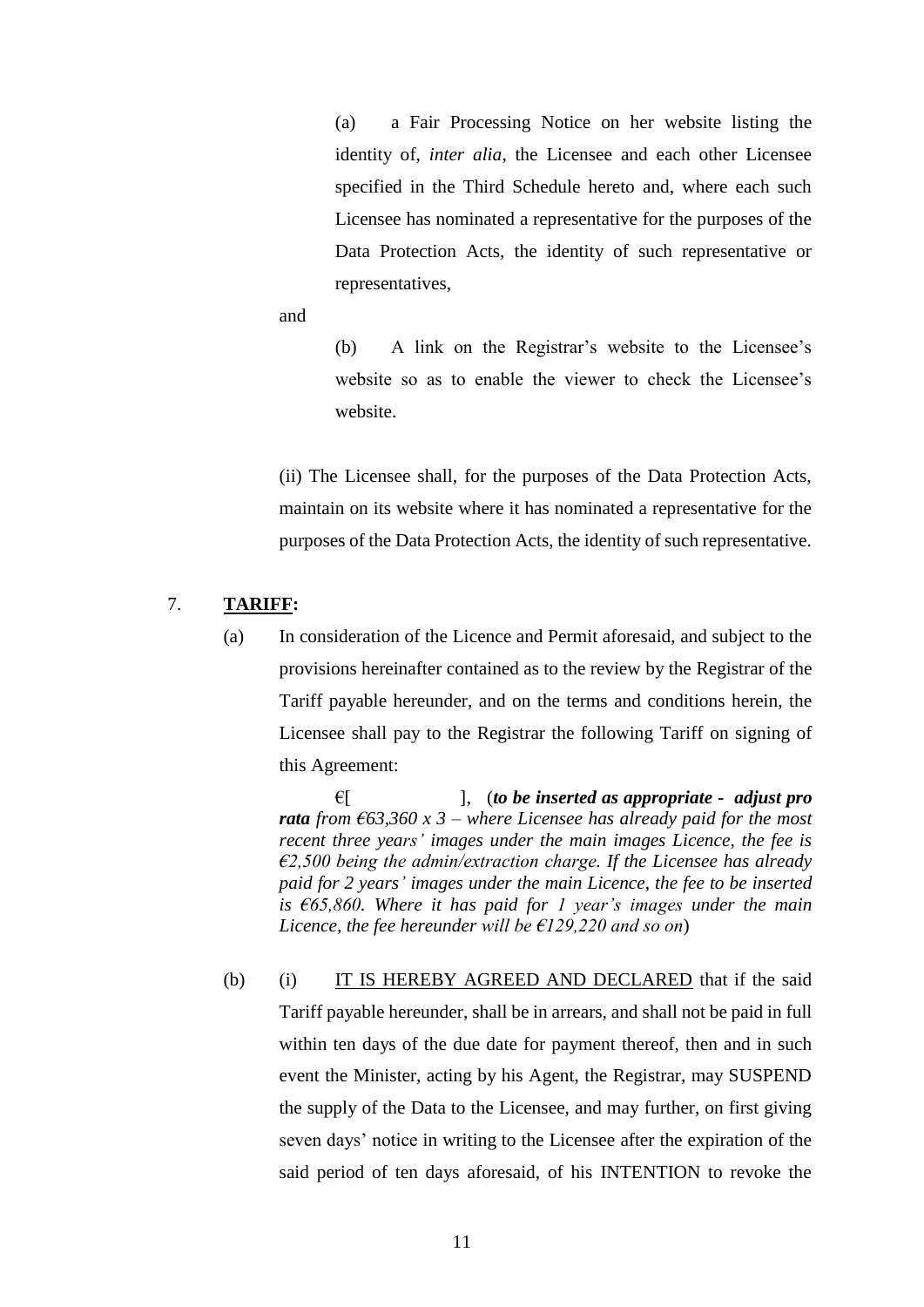(a) a Fair Processing Notice on her website listing the identity of, *inter alia*, the Licensee and each other Licensee specified in the Third Schedule hereto and, where each such Licensee has nominated a representative for the purposes of the Data Protection Acts, the identity of such representative or representatives,

and

(b) A link on the Registrar's website to the Licensee's website so as to enable the viewer to check the Licensee's website.

(ii) The Licensee shall, for the purposes of the Data Protection Acts, maintain on its website where it has nominated a representative for the purposes of the Data Protection Acts, the identity of such representative.

7. **<u>TARIFF</u>:**

(a) In consideration of the Licence and Permit aforesaid, and subject to the provisions hereinafter contained as to the review by the Registrar of the Tariff payable hereunder, and on the terms and conditions herein, the Licensee shall pay to the Registrar the following Tariff on signing of this Agreement:

€[ ], (***to be inserted as appropriate - adjust pro rata*** *from €63,360 x 3 – where Licensee has already paid for the most recent three years' images under the main images Licence, the fee is €2,500 being the admin/extraction charge. If the Licensee has already paid for 2 years' images under the main Licence, the fee to be inserted is €65,860. Where it has paid for 1 year's images under the main Licence, the fee hereunder will be €129,220 and so on*)

(b) (i) <u>IT IS HEREBY AGREED AND DECLARED</u> that if the said Tariff payable hereunder, shall be in arrears, and shall not be paid in full within ten days of the due date for payment thereof, then and in such event the Minister, acting by his Agent, the Registrar, may SUSPEND the supply of the Data to the Licensee, and may further, on first giving seven days' notice in writing to the Licensee after the expiration of the said period of ten days aforesaid, of his INTENTION to revoke the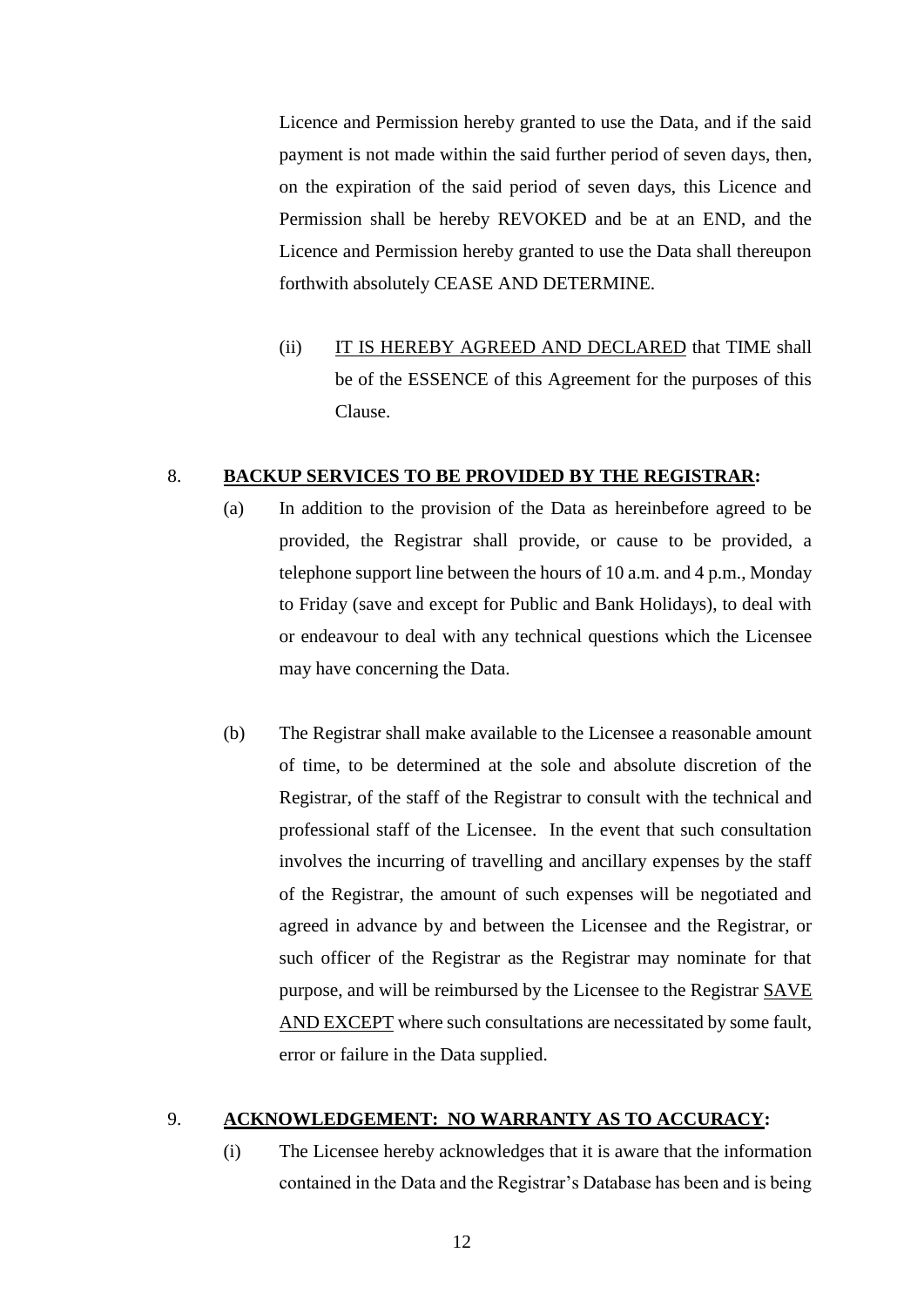Licence and Permission hereby granted to use the Data, and if the said payment is not made within the said further period of seven days, then, on the expiration of the said period of seven days, this Licence and Permission shall be hereby REVOKED and be at an END, and the Licence and Permission hereby granted to use the Data shall thereupon forthwith absolutely CEASE AND DETERMINE.

(ii) IT IS HEREBY AGREED AND DECLARED that TIME shall be of the ESSENCE of this Agreement for the purposes of this Clause.

8. **BACKUP SERVICES TO BE PROVIDED BY THE REGISTRAR:**

(a) In addition to the provision of the Data as hereinbefore agreed to be provided, the Registrar shall provide, or cause to be provided, a telephone support line between the hours of 10 a.m. and 4 p.m., Monday to Friday (save and except for Public and Bank Holidays), to deal with or endeavour to deal with any technical questions which the Licensee may have concerning the Data.

(b) The Registrar shall make available to the Licensee a reasonable amount of time, to be determined at the sole and absolute discretion of the Registrar, of the staff of the Registrar to consult with the technical and professional staff of the Licensee. In the event that such consultation involves the incurring of travelling and ancillary expenses by the staff of the Registrar, the amount of such expenses will be negotiated and agreed in advance by and between the Licensee and the Registrar, or such officer of the Registrar as the Registrar may nominate for that purpose, and will be reimbursed by the Licensee to the Registrar SAVE AND EXCEPT where such consultations are necessitated by some fault, error or failure in the Data supplied.

9. **ACKNOWLEDGEMENT: NO WARRANTY AS TO ACCURACY:**

(i) The Licensee hereby acknowledges that it is aware that the information contained in the Data and the Registrar's Database has been and is being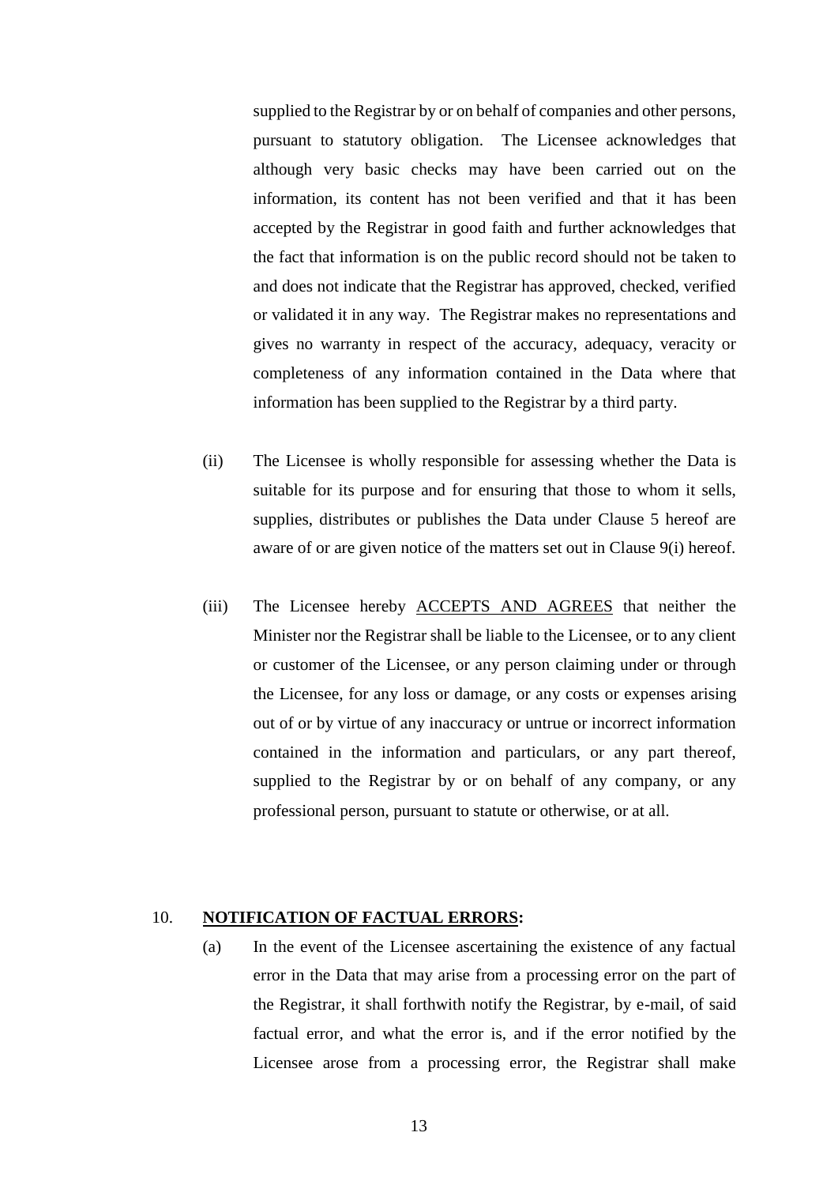supplied to the Registrar by or on behalf of companies and other persons, pursuant to statutory obligation. The Licensee acknowledges that although very basic checks may have been carried out on the information, its content has not been verified and that it has been accepted by the Registrar in good faith and further acknowledges that the fact that information is on the public record should not be taken to and does not indicate that the Registrar has approved, checked, verified or validated it in any way. The Registrar makes no representations and gives no warranty in respect of the accuracy, adequacy, veracity or completeness of any information contained in the Data where that information has been supplied to the Registrar by a third party.

(ii) The Licensee is wholly responsible for assessing whether the Data is suitable for its purpose and for ensuring that those to whom it sells, supplies, distributes or publishes the Data under Clause 5 hereof are aware of or are given notice of the matters set out in Clause 9(i) hereof.

(iii) The Licensee hereby <u>ACCEPTS AND AGREES</u> that neither the Minister nor the Registrar shall be liable to the Licensee, or to any client or customer of the Licensee, or any person claiming under or through the Licensee, for any loss or damage, or any costs or expenses arising out of or by virtue of any inaccuracy or untrue or incorrect information contained in the information and particulars, or any part thereof, supplied to the Registrar by or on behalf of any company, or any professional person, pursuant to statute or otherwise, or at all.

10. **<u>NOTIFICATION OF FACTUAL ERRORS</u>:**

(a) In the event of the Licensee ascertaining the existence of any factual error in the Data that may arise from a processing error on the part of the Registrar, it shall forthwith notify the Registrar, by e-mail, of said factual error, and what the error is, and if the error notified by the Licensee arose from a processing error, the Registrar shall make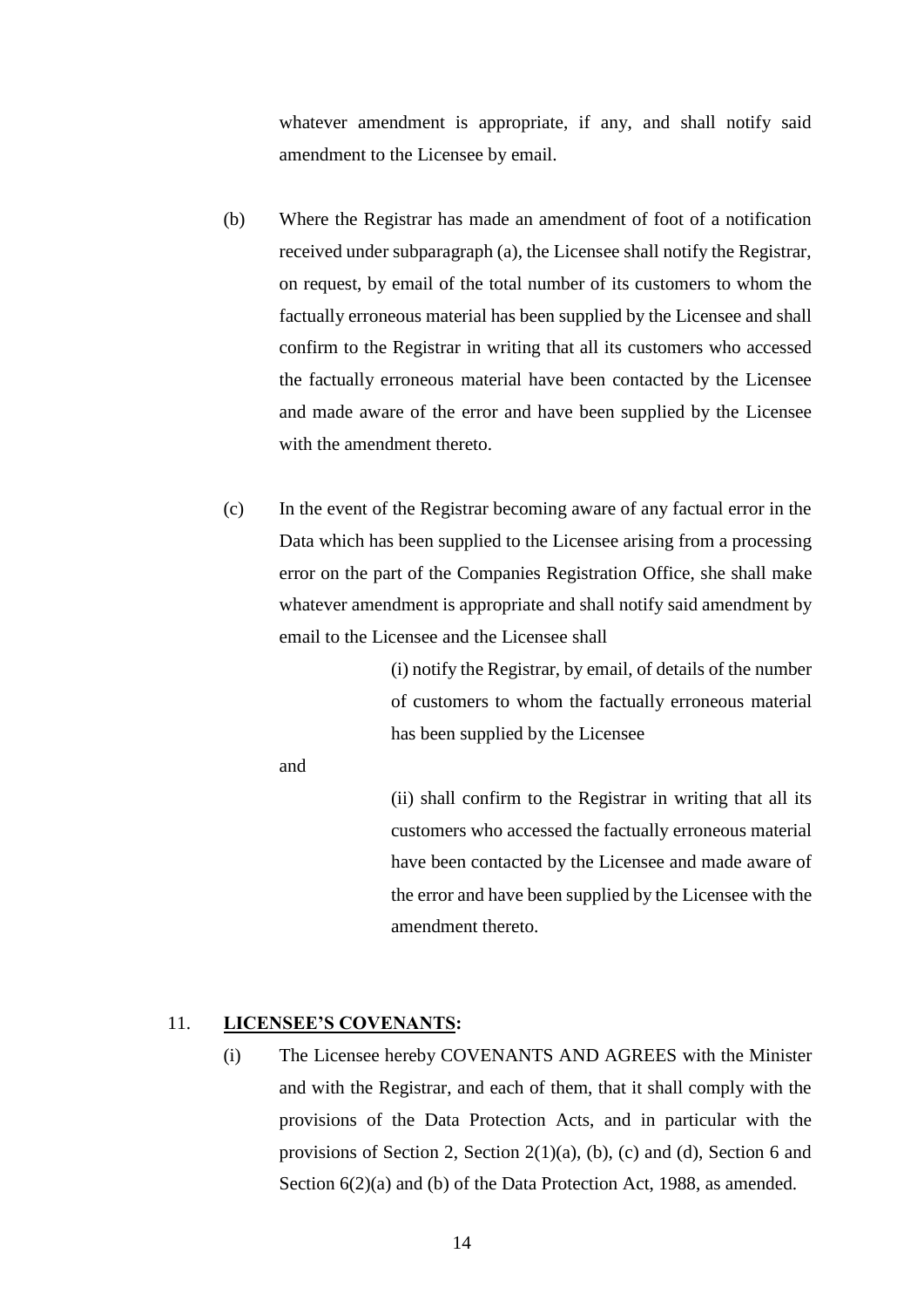whatever amendment is appropriate, if any, and shall notify said amendment to the Licensee by email.

(b) Where the Registrar has made an amendment of foot of a notification received under subparagraph (a), the Licensee shall notify the Registrar, on request, by email of the total number of its customers to whom the factually erroneous material has been supplied by the Licensee and shall confirm to the Registrar in writing that all its customers who accessed the factually erroneous material have been contacted by the Licensee and made aware of the error and have been supplied by the Licensee with the amendment thereto.

(c) In the event of the Registrar becoming aware of any factual error in the Data which has been supplied to the Licensee arising from a processing error on the part of the Companies Registration Office, she shall make whatever amendment is appropriate and shall notify said amendment by email to the Licensee and the Licensee shall

(i) notify the Registrar, by email, of details of the number of customers to whom the factually erroneous material has been supplied by the Licensee

and

(ii) shall confirm to the Registrar in writing that all its customers who accessed the factually erroneous material have been contacted by the Licensee and made aware of the error and have been supplied by the Licensee with the amendment thereto.

## 11. **LICENSEE'S COVENANTS:**

(i) The Licensee hereby COVENANTS AND AGREES with the Minister and with the Registrar, and each of them, that it shall comply with the provisions of the Data Protection Acts, and in particular with the provisions of Section 2, Section 2(1)(a), (b), (c) and (d), Section 6 and Section 6(2)(a) and (b) of the Data Protection Act, 1988, as amended.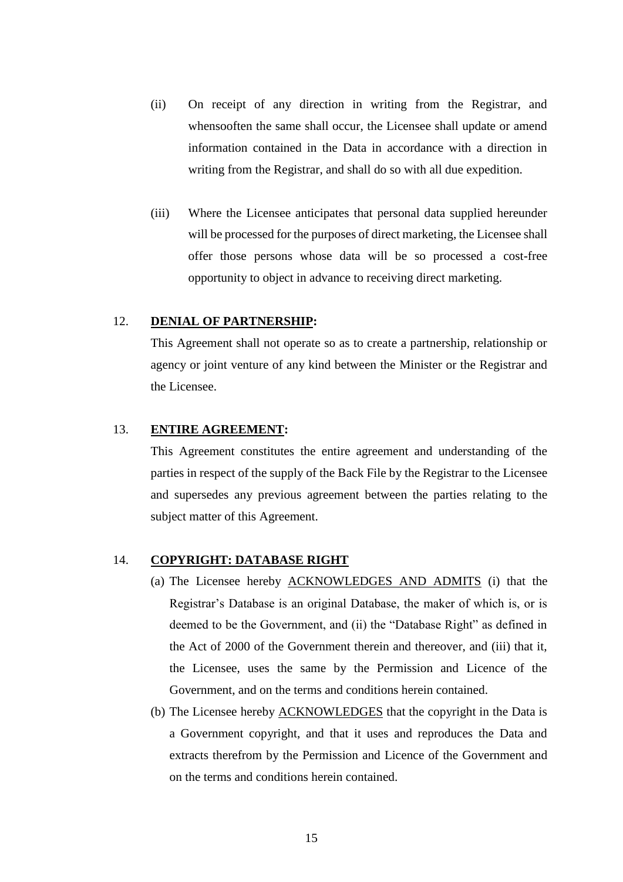(ii) On receipt of any direction in writing from the Registrar, and whensooften the same shall occur, the Licensee shall update or amend information contained in the Data in accordance with a direction in writing from the Registrar, and shall do so with all due expedition.

(iii) Where the Licensee anticipates that personal data supplied hereunder will be processed for the purposes of direct marketing, the Licensee shall offer those persons whose data will be so processed a cost-free opportunity to object in advance to receiving direct marketing.

12. **DENIAL OF PARTNERSHIP:**

This Agreement shall not operate so as to create a partnership, relationship or agency or joint venture of any kind between the Minister or the Registrar and the Licensee.

13. **ENTIRE AGREEMENT:**

This Agreement constitutes the entire agreement and understanding of the parties in respect of the supply of the Back File by the Registrar to the Licensee and supersedes any previous agreement between the parties relating to the subject matter of this Agreement.

14. **COPYRIGHT: DATABASE RIGHT**

(a) The Licensee hereby ACKNOWLEDGES AND ADMITS (i) that the Registrar's Database is an original Database, the maker of which is, or is deemed to be the Government, and (ii) the "Database Right" as defined in the Act of 2000 of the Government therein and thereover, and (iii) that it, the Licensee, uses the same by the Permission and Licence of the Government, and on the terms and conditions herein contained.

(b) The Licensee hereby ACKNOWLEDGES that the copyright in the Data is a Government copyright, and that it uses and reproduces the Data and extracts therefrom by the Permission and Licence of the Government and on the terms and conditions herein contained.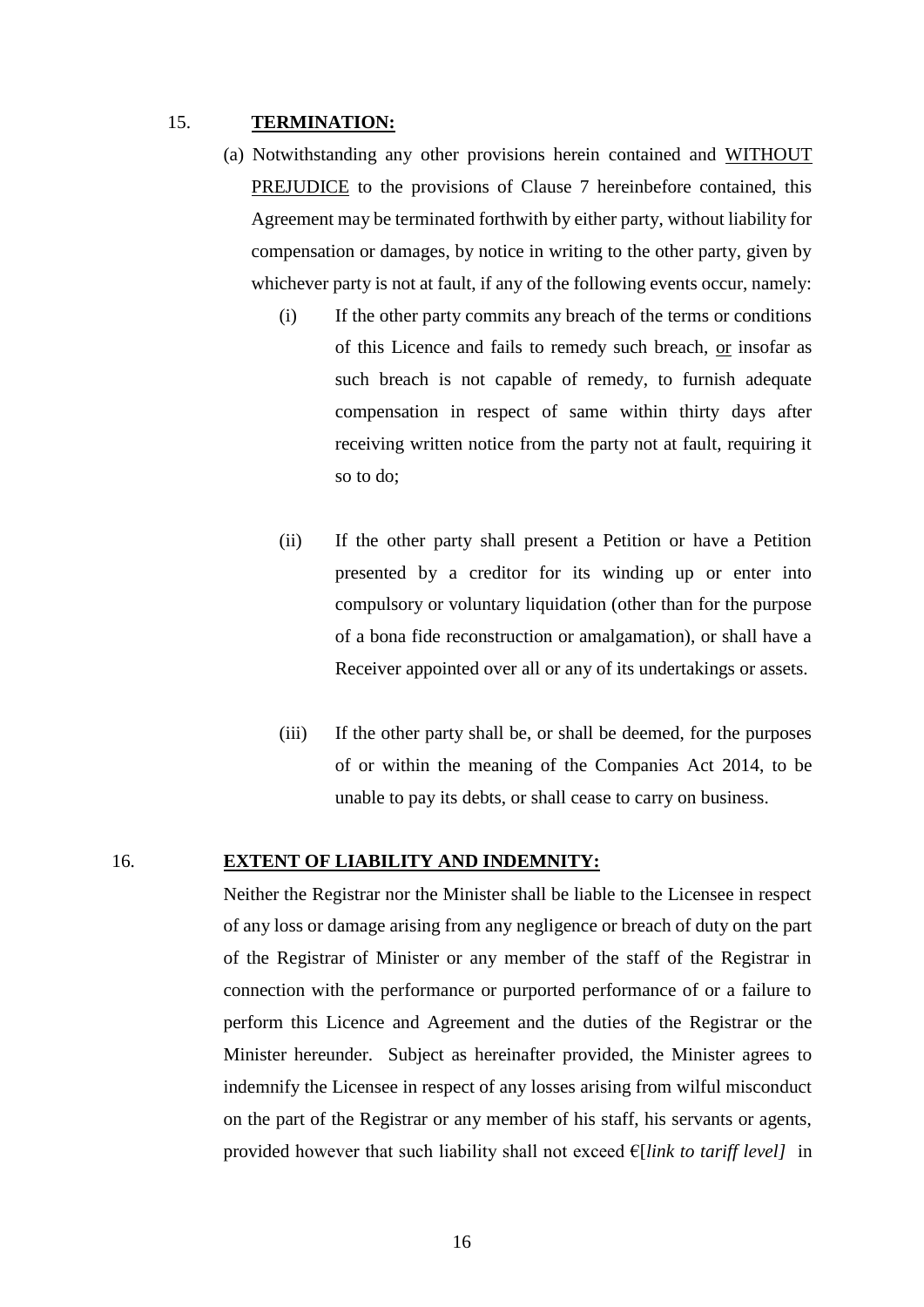15. **<u>TERMINATION:</u>**

(a) Notwithstanding any other provisions herein contained and <u>WITHOUT PREJUDICE</u> to the provisions of Clause 7 hereinbefore contained, this Agreement may be terminated forthwith by either party, without liability for compensation or damages, by notice in writing to the other party, given by whichever party is not at fault, if any of the following events occur, namely:

(i) If the other party commits any breach of the terms or conditions of this Licence and fails to remedy such breach, <u>or</u> insofar as such breach is not capable of remedy, to furnish adequate compensation in respect of same within thirty days after receiving written notice from the party not at fault, requiring it so to do;

(ii) If the other party shall present a Petition or have a Petition presented by a creditor for its winding up or enter into compulsory or voluntary liquidation (other than for the purpose of a bona fide reconstruction or amalgamation), or shall have a Receiver appointed over all or any of its undertakings or assets.

(iii) If the other party shall be, or shall be deemed, for the purposes of or within the meaning of the Companies Act 2014, to be unable to pay its debts, or shall cease to carry on business.

16. **<u>EXTENT OF LIABILITY AND INDEMNITY:</u>**

Neither the Registrar nor the Minister shall be liable to the Licensee in respect of any loss or damage arising from any negligence or breach of duty on the part of the Registrar of Minister or any member of the staff of the Registrar in connection with the performance or purported performance of or a failure to perform this Licence and Agreement and the duties of the Registrar or the Minister hereunder. Subject as hereinafter provided, the Minister agrees to indemnify the Licensee in respect of any losses arising from wilful misconduct on the part of the Registrar or any member of his staff, his servants or agents, provided however that such liability shall not exceed €[*link to tariff level]* in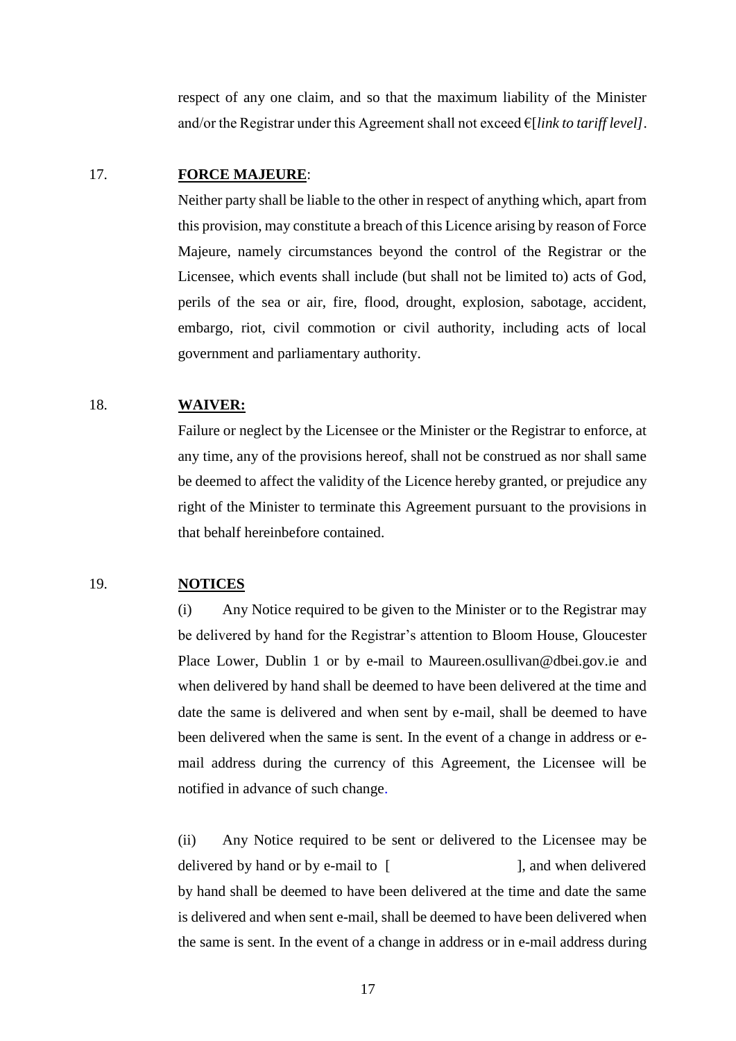respect of any one claim, and so that the maximum liability of the Minister and/or the Registrar under this Agreement shall not exceed €[*link to tariff level]*.

17. **FORCE MAJEURE**:

Neither party shall be liable to the other in respect of anything which, apart from this provision, may constitute a breach of this Licence arising by reason of Force Majeure, namely circumstances beyond the control of the Registrar or the Licensee, which events shall include (but shall not be limited to) acts of God, perils of the sea or air, fire, flood, drought, explosion, sabotage, accident, embargo, riot, civil commotion or civil authority, including acts of local government and parliamentary authority.

18. **WAIVER:**

Failure or neglect by the Licensee or the Minister or the Registrar to enforce, at any time, any of the provisions hereof, shall not be construed as nor shall same be deemed to affect the validity of the Licence hereby granted, or prejudice any right of the Minister to terminate this Agreement pursuant to the provisions in that behalf hereinbefore contained.

19. **NOTICES**

(i) Any Notice required to be given to the Minister or to the Registrar may be delivered by hand for the Registrar's attention to Bloom House, Gloucester Place Lower, Dublin 1 or by e-mail to Maureen.osullivan@dbei.gov.ie and when delivered by hand shall be deemed to have been delivered at the time and date the same is delivered and when sent by e-mail, shall be deemed to have been delivered when the same is sent. In the event of a change in address or e-mail address during the currency of this Agreement, the Licensee will be notified in advance of such change.

(ii) Any Notice required to be sent or delivered to the Licensee may be delivered by hand or by e-mail to [ ], and when delivered by hand shall be deemed to have been delivered at the time and date the same is delivered and when sent e-mail, shall be deemed to have been delivered when the same is sent. In the event of a change in address or in e-mail address during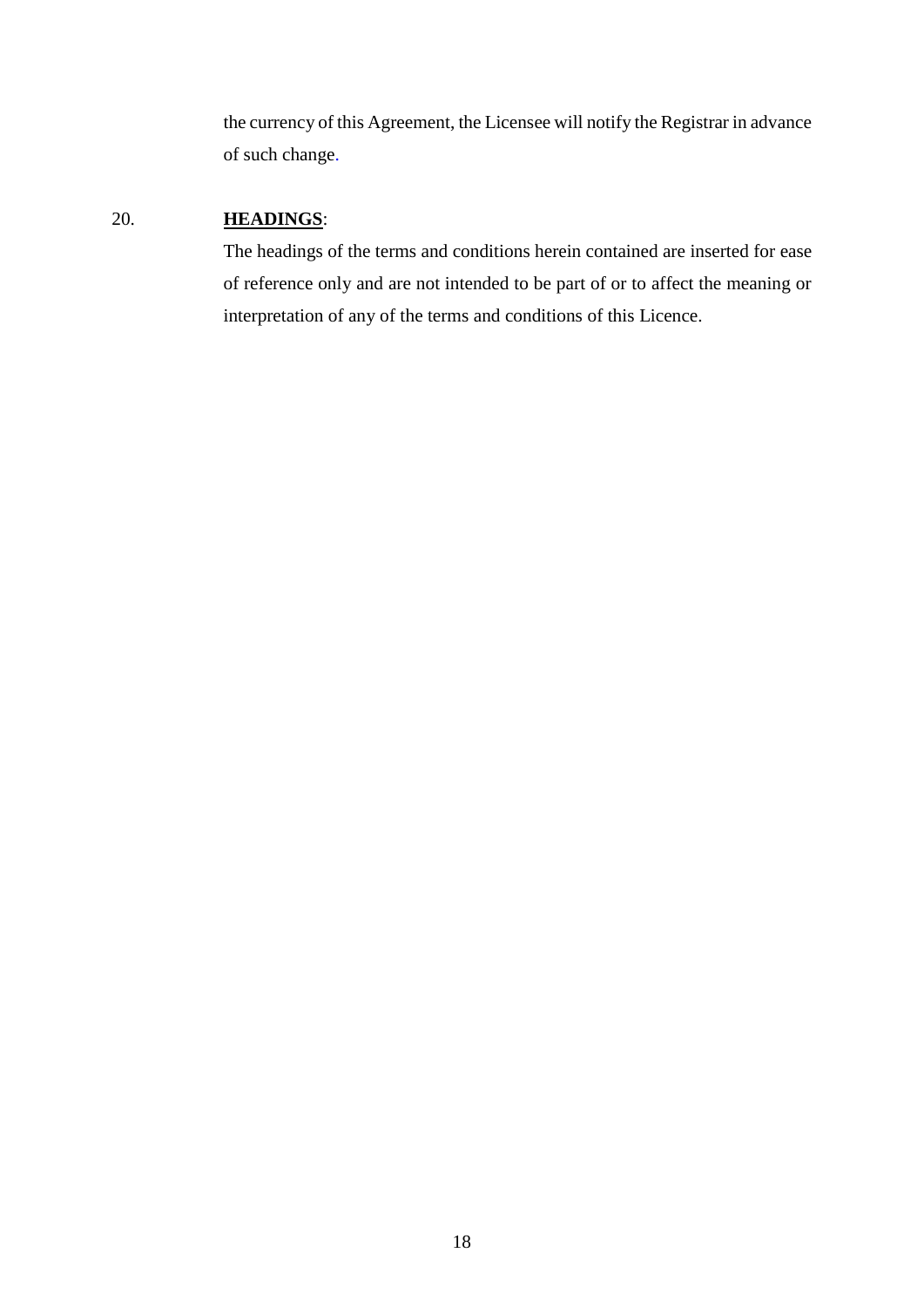the currency of this Agreement, the Licensee will notify the Registrar in advance of such change.

20. **HEADINGS**:

The headings of the terms and conditions herein contained are inserted for ease of reference only and are not intended to be part of or to affect the meaning or interpretation of any of the terms and conditions of this Licence.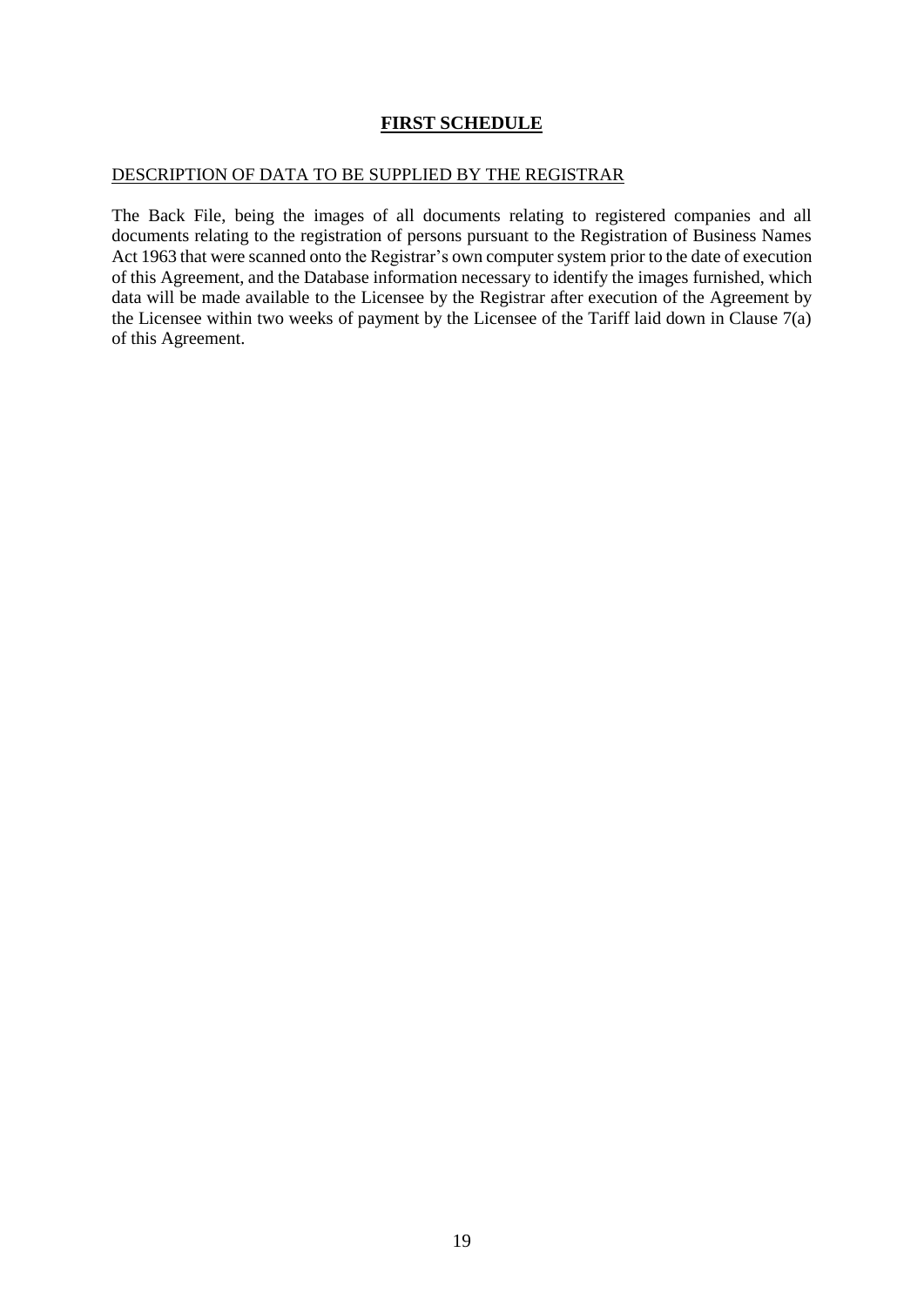# **FIRST SCHEDULE**

DESCRIPTION OF DATA TO BE SUPPLIED BY THE REGISTRAR

The Back File, being the images of all documents relating to registered companies and all documents relating to the registration of persons pursuant to the Registration of Business Names Act 1963 that were scanned onto the Registrar's own computer system prior to the date of execution of this Agreement, and the Database information necessary to identify the images furnished, which data will be made available to the Licensee by the Registrar after execution of the Agreement by the Licensee within two weeks of payment by the Licensee of the Tariff laid down in Clause 7(a) of this Agreement.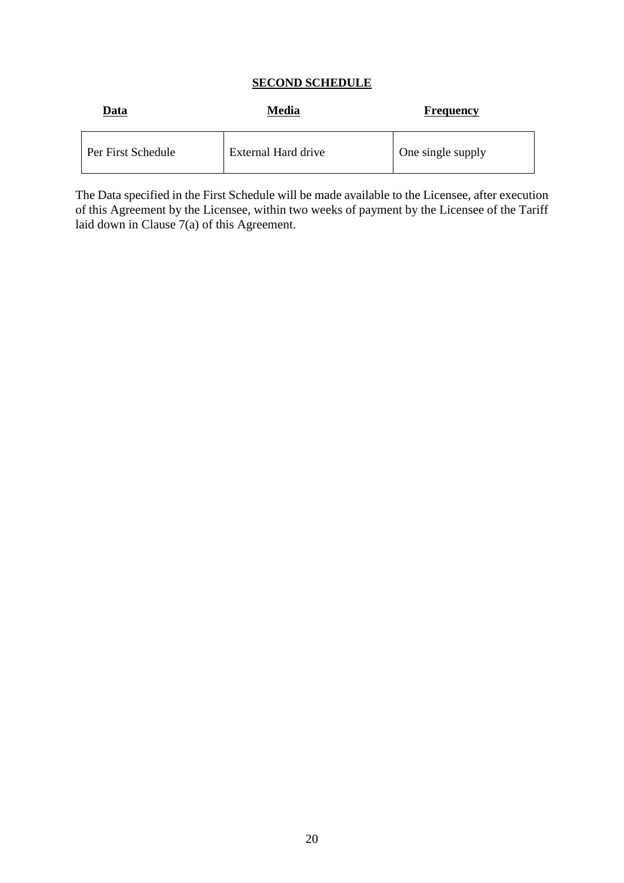## SECOND SCHEDULE

| Data | Media | Frequency |
|---|---|---|
| Per First Schedule | External Hard drive | One single supply |

The Data specified in the First Schedule will be made available to the Licensee, after execution of this Agreement by the Licensee, within two weeks of payment by the Licensee of the Tariff laid down in Clause 7(a) of this Agreement.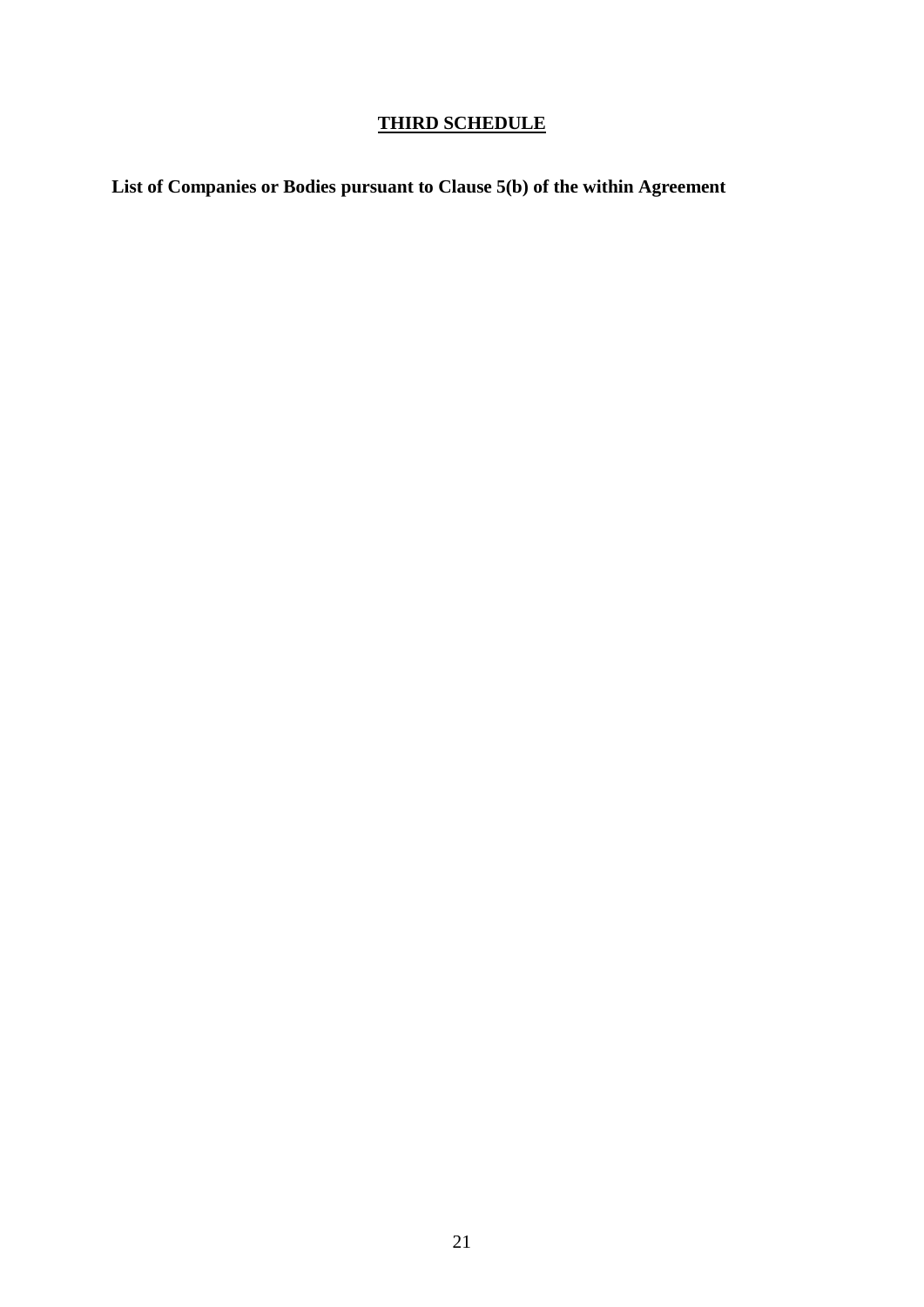## THIRD SCHEDULE

**List of Companies or Bodies pursuant to Clause 5(b) of the within Agreement**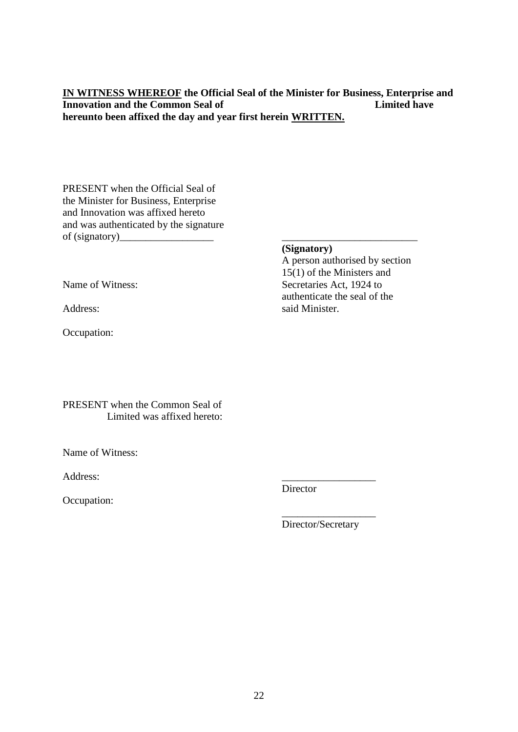**<u>IN WITNESS WHEREOF</u> the Official Seal of the Minister for Business, Enterprise and Innovation and the Common Seal of Limited have hereunto been affixed the day and year first herein <u>WRITTEN.</u>**

PRESENT when the Official Seal of the Minister for Business, Enterprise and Innovation was affixed hereto and was authenticated by the signature of (signatory)__________________

__________________________

**(Signatory)**
A person authorised by section 15(1) of the Ministers and Secretaries Act, 1924 to authenticate the seal of the said Minister.

Name of Witness:

Address:

Occupation:

PRESENT when the Common Seal of Limited was affixed hereto:

Name of Witness:

Address:

Occupation:

__________________
Director

__________________
Director/Secretary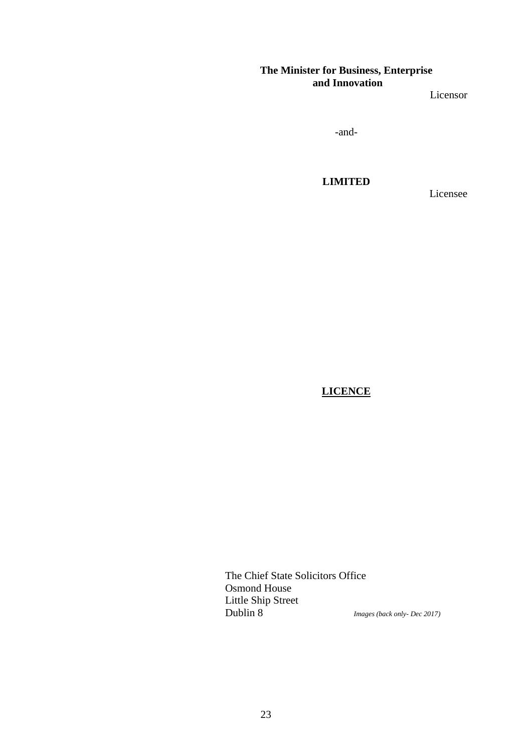**The Minister for Business, Enterprise and Innovation**

Licensor

-and-

**LIMITED**

Licensee

**LICENCE**

The Chief State Solicitors Office
Osmond House
Little Ship Street
Dublin 8

*Images (back only- Dec 2017)*